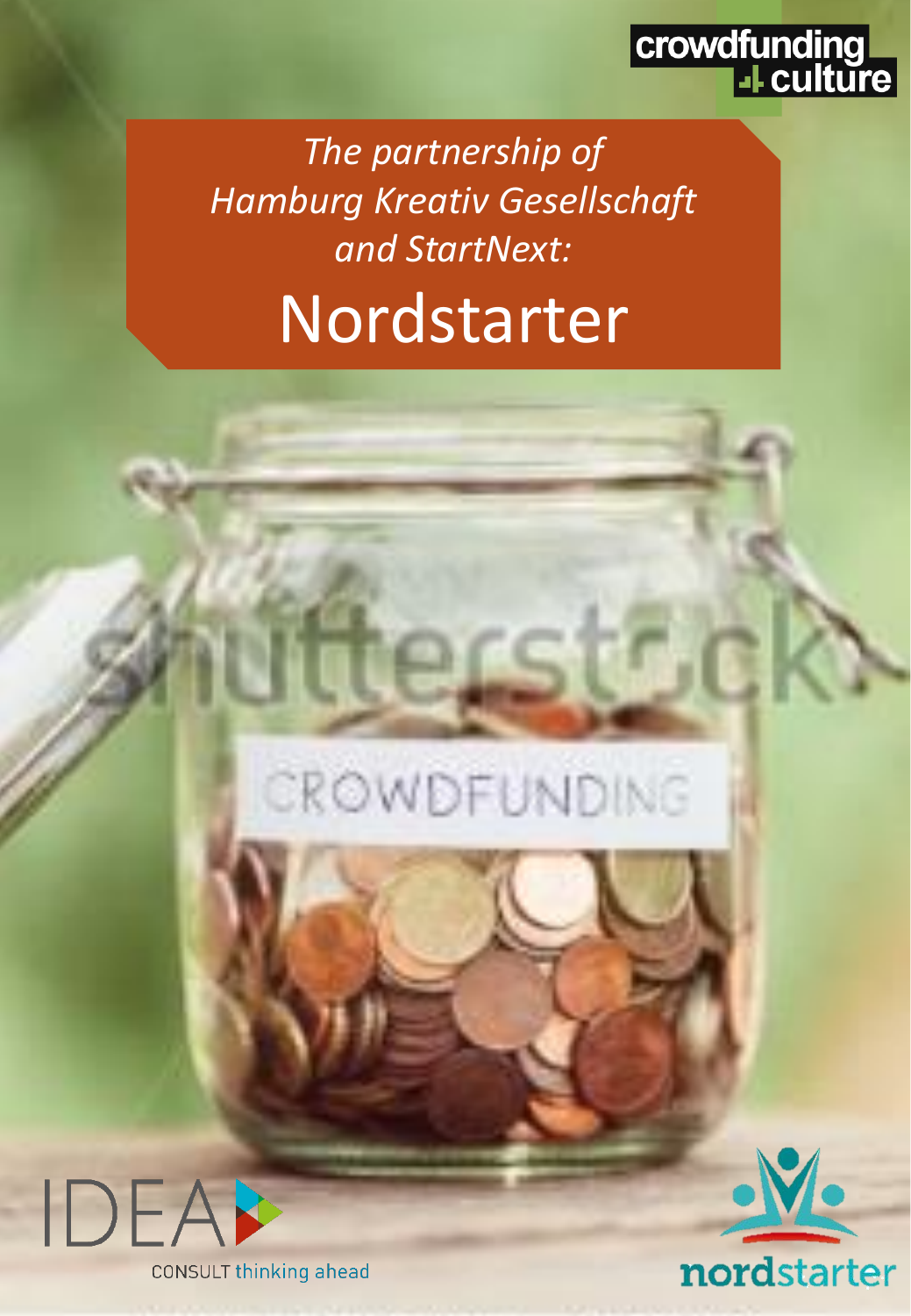crowdfunding 4 culture

*The partnership of Hamburg Kreativ Gesellschaft and StartNext:*

# Nordstarter

IDEA CONSULT thinking ahead

nordstarter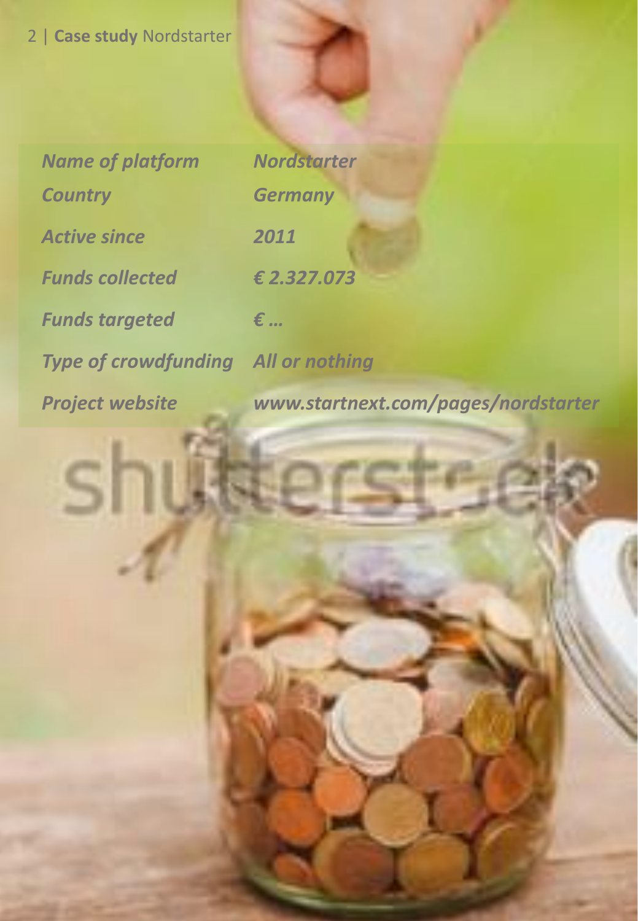| *Name of platform* | *Nordstarter* |
| --- | --- |
| *Country* | *Germany* |
| *Active since* | *2011* |
| *Funds collected* | *€ 2.327.073* |
| *Funds targeted* | *€ …* |
| *Type of crowdfunding* | *All or nothing* |
| *Project website* | *www.startnext.com/pages/nordstarter* |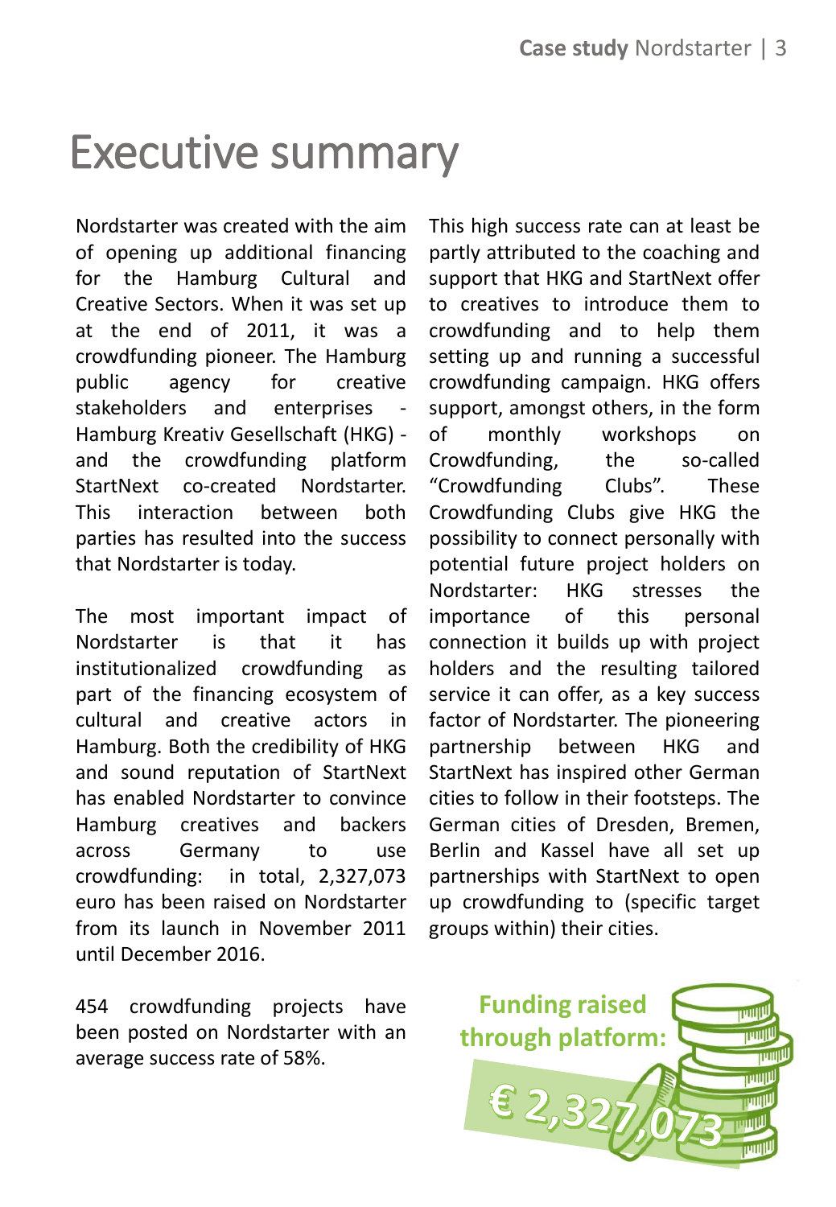# Executive summary

Nordstarter was created with the aim of opening up additional financing for the Hamburg Cultural and Creative Sectors. When it was set up at the end of 2011, it was a crowdfunding pioneer. The Hamburg public agency for creative stakeholders and enterprises - Hamburg Kreativ Gesellschaft (HKG) - and the crowdfunding platform StartNext co-created Nordstarter. This interaction between both parties has resulted into the success that Nordstarter is today.

The most important impact of Nordstarter is that it has institutionalized crowdfunding as part of the financing ecosystem of cultural and creative actors in Hamburg. Both the credibility of HKG and sound reputation of StartNext has enabled Nordstarter to convince Hamburg creatives and backers across Germany to use crowdfunding: in total, 2,327,073 euro has been raised on Nordstarter from its launch in November 2011 until December 2016.

454 crowdfunding projects have been posted on Nordstarter with an average success rate of 58%.

This high success rate can at least be partly attributed to the coaching and support that HKG and StartNext offer to creatives to introduce them to crowdfunding and to help them setting up and running a successful crowdfunding campaign. HKG offers support, amongst others, in the form of monthly workshops on Crowdfunding, the so-called "Crowdfunding Clubs". These Crowdfunding Clubs give HKG the possibility to connect personally with potential future project holders on Nordstarter: HKG stresses the importance of this personal connection it builds up with project holders and the resulting tailored service it can offer, as a key success factor of Nordstarter. The pioneering partnership between HKG and StartNext has inspired other German cities to follow in their footsteps. The German cities of Dresden, Bremen, Berlin and Kassel have all set up partnerships with StartNext to open up crowdfunding to (specific target groups within) their cities.

**Funding raised through platform:**

**€ 2,327,073**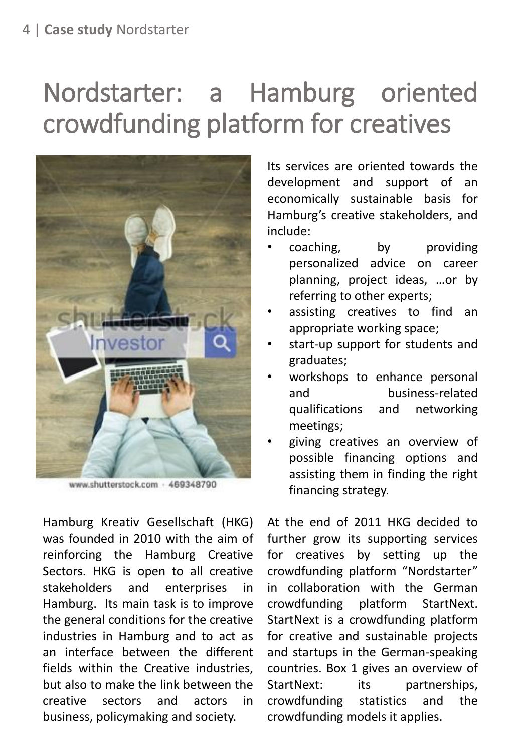# Nordstarter: a Hamburg oriented crowdfunding platform for creatives

Hamburg Kreativ Gesellschaft (HKG) was founded in 2010 with the aim of reinforcing the Hamburg Creative Sectors. HKG is open to all creative stakeholders and enterprises in Hamburg. Its main task is to improve the general conditions for the creative industries in Hamburg and to act as an interface between the different fields within the Creative industries, but also to make the link between the creative sectors and actors in business, policymaking and society.

Its services are oriented towards the development and support of an economically sustainable basis for Hamburg's creative stakeholders, and include:

- coaching, by providing personalized advice on career planning, project ideas, …or by referring to other experts;
- assisting creatives to find an appropriate working space;
- start-up support for students and graduates;
- workshops to enhance personal and business-related qualifications and networking meetings;
- giving creatives an overview of possible financing options and assisting them in finding the right financing strategy.

At the end of 2011 HKG decided to further grow its supporting services for creatives by setting up the crowdfunding platform "Nordstarter" in collaboration with the German crowdfunding platform StartNext. StartNext is a crowdfunding platform for creative and sustainable projects and startups in the German-speaking countries. Box 1 gives an overview of StartNext: its partnerships, crowdfunding statistics and the crowdfunding models it applies.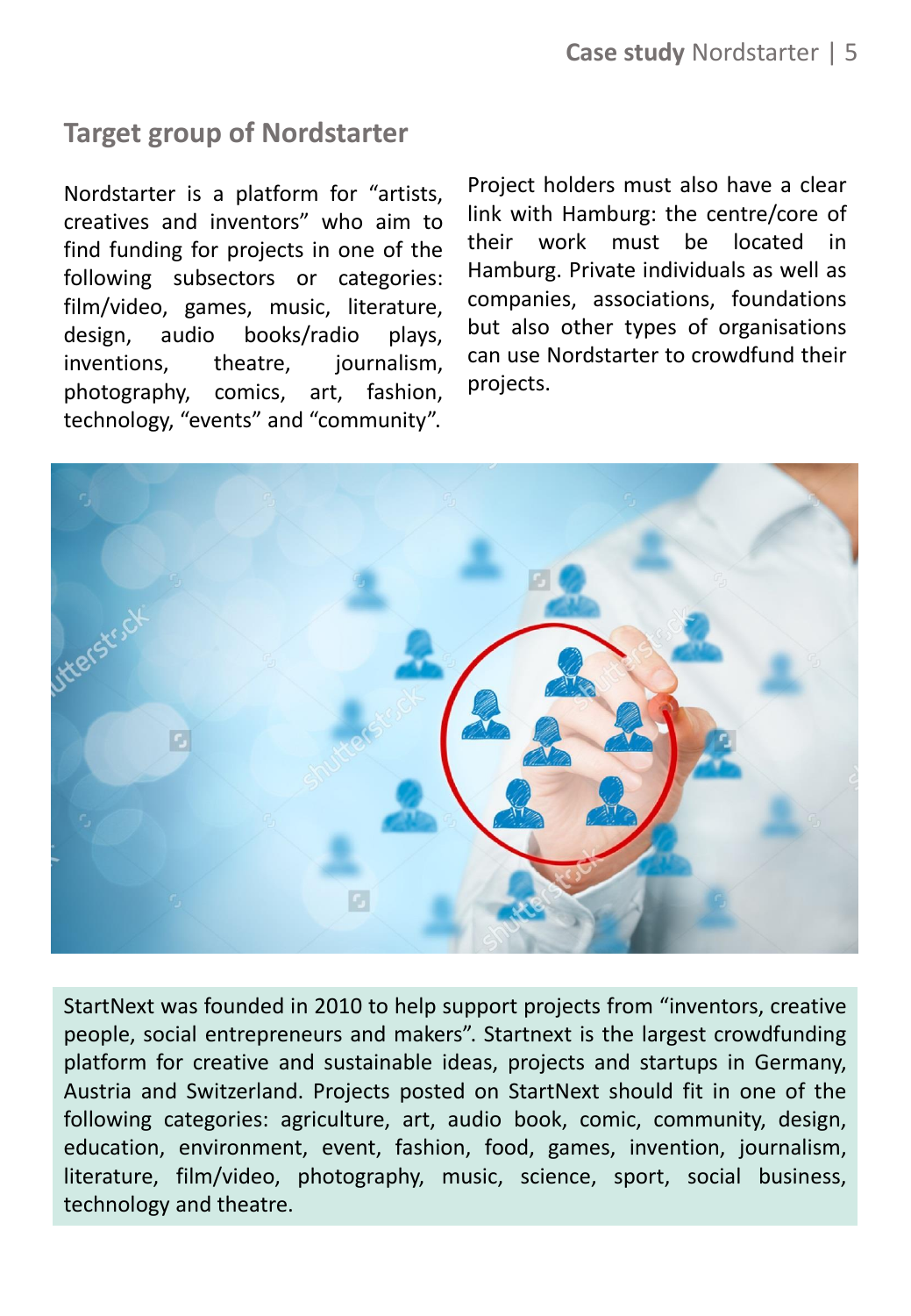## Target group of Nordstarter

Nordstarter is a platform for “artists, creatives and inventors” who aim to find funding for projects in one of the following subsectors or categories: film/video, games, music, literature, design, audio books/radio plays, inventions, theatre, journalism, photography, comics, art, fashion, technology, “events” and “community”.

Project holders must also have a clear link with Hamburg: the centre/core of their work must be located in Hamburg. Private individuals as well as companies, associations, foundations but also other types of organisations can use Nordstarter to crowdfund their projects.

StartNext was founded in 2010 to help support projects from “inventors, creative people, social entrepreneurs and makers”. Startnext is the largest crowdfunding platform for creative and sustainable ideas, projects and startups in Germany, Austria and Switzerland. Projects posted on StartNext should fit in one of the following categories: agriculture, art, audio book, comic, community, design, education, environment, event, fashion, food, games, invention, journalism, literature, film/video, photography, music, science, sport, social business, technology and theatre.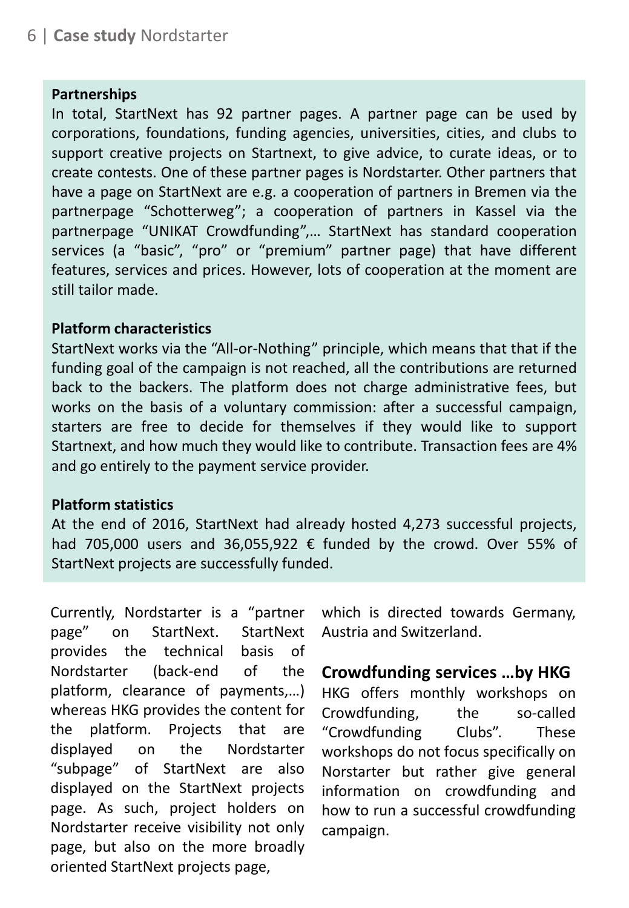**Partnerships**

In total, StartNext has 92 partner pages. A partner page can be used by corporations, foundations, funding agencies, universities, cities, and clubs to support creative projects on Startnext, to give advice, to curate ideas, or to create contests. One of these partner pages is Nordstarter. Other partners that have a page on StartNext are e.g. a cooperation of partners in Bremen via the partnerpage “Schotterweg”; a cooperation of partners in Kassel via the partnerpage “UNIKAT Crowdfunding”,… StartNext has standard cooperation services (a “basic”, “pro” or “premium” partner page) that have different features, services and prices. However, lots of cooperation at the moment are still tailor made.

**Platform characteristics**

StartNext works via the “All-or-Nothing” principle, which means that that if the funding goal of the campaign is not reached, all the contributions are returned back to the backers. The platform does not charge administrative fees, but works on the basis of a voluntary commission: after a successful campaign, starters are free to decide for themselves if they would like to support Startnext, and how much they would like to contribute. Transaction fees are 4% and go entirely to the payment service provider.

**Platform statistics**

At the end of 2016, StartNext had already hosted 4,273 successful projects, had 705,000 users and 36,055,922 € funded by the crowd. Over 55% of StartNext projects are successfully funded.

Currently, Nordstarter is a “partner page” on StartNext. StartNext provides the technical basis of Nordstarter (back-end of the platform, clearance of payments,…) whereas HKG provides the content for the platform. Projects that are displayed on the Nordstarter “subpage” of StartNext are also displayed on the StartNext projects page. As such, project holders on Nordstarter receive visibility not only page, but also on the more broadly oriented StartNext projects page, which is directed towards Germany, Austria and Switzerland.

## Crowdfunding services …by HKG

HKG offers monthly workshops on Crowdfunding, the so-called “Crowdfunding Clubs”. These workshops do not focus specifically on Norstarter but rather give general information on crowdfunding and how to run a successful crowdfunding campaign.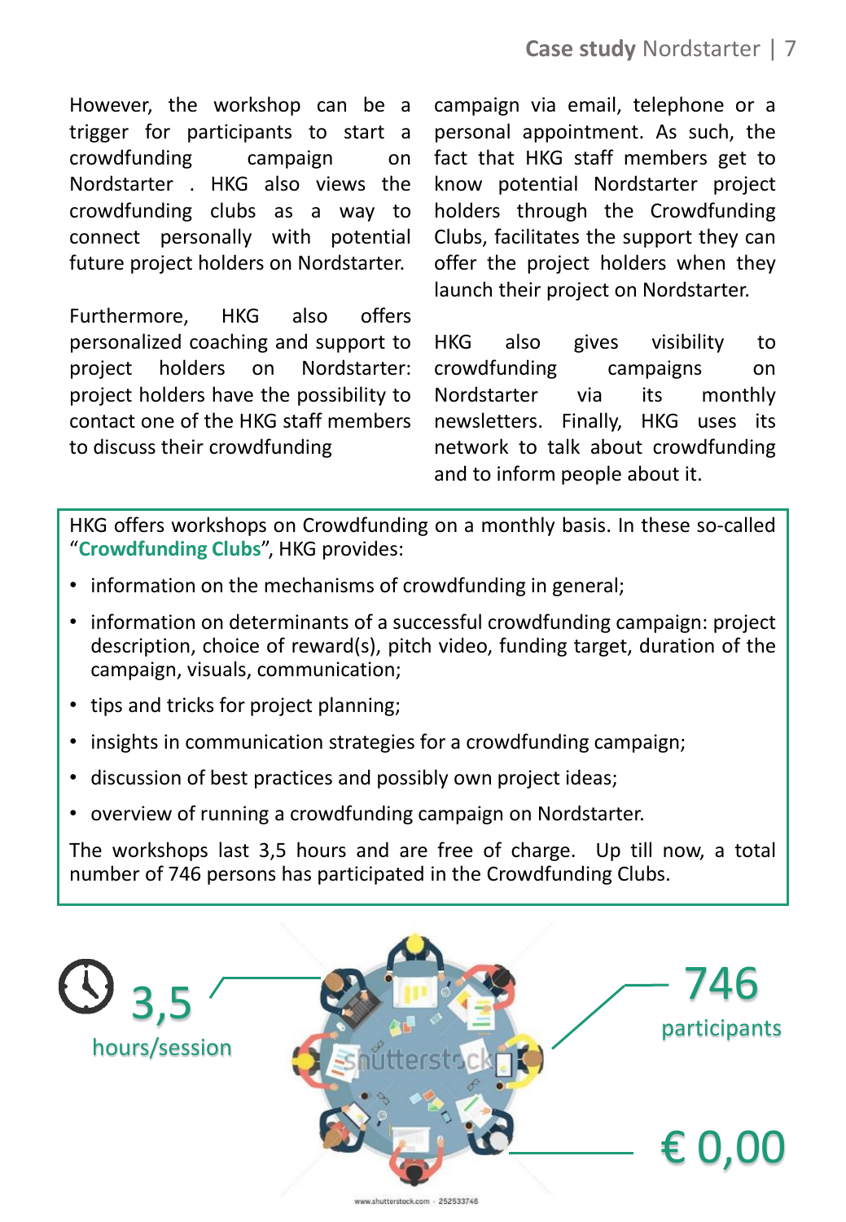However, the workshop can be a trigger for participants to start a crowdfunding campaign on Nordstarter . HKG also views the crowdfunding clubs as a way to connect personally with potential future project holders on Nordstarter.

Furthermore, HKG also offers personalized coaching and support to project holders on Nordstarter: project holders have the possibility to contact one of the HKG staff members to discuss their crowdfunding campaign via email, telephone or a personal appointment. As such, the fact that HKG staff members get to know potential Nordstarter project holders through the Crowdfunding Clubs, facilitates the support they can offer the project holders when they launch their project on Nordstarter.

HKG also gives visibility to crowdfunding campaigns on Nordstarter via its monthly newsletters. Finally, HKG uses its network to talk about crowdfunding and to inform people about it.

HKG offers workshops on Crowdfunding on a monthly basis. In these so-called "**Crowdfunding Clubs**", HKG provides:

- information on the mechanisms of crowdfunding in general;
- information on determinants of a successful crowdfunding campaign: project description, choice of reward(s), pitch video, funding target, duration of the campaign, visuals, communication;
- tips and tricks for project planning;
- insights in communication strategies for a crowdfunding campaign;
- discussion of best practices and possibly own project ideas;
- overview of running a crowdfunding campaign on Nordstarter.

The workshops last 3,5 hours and are free of charge. Up till now, a total number of 746 persons has participated in the Crowdfunding Clubs.

3,5 hours/session

746 participants

€ 0,00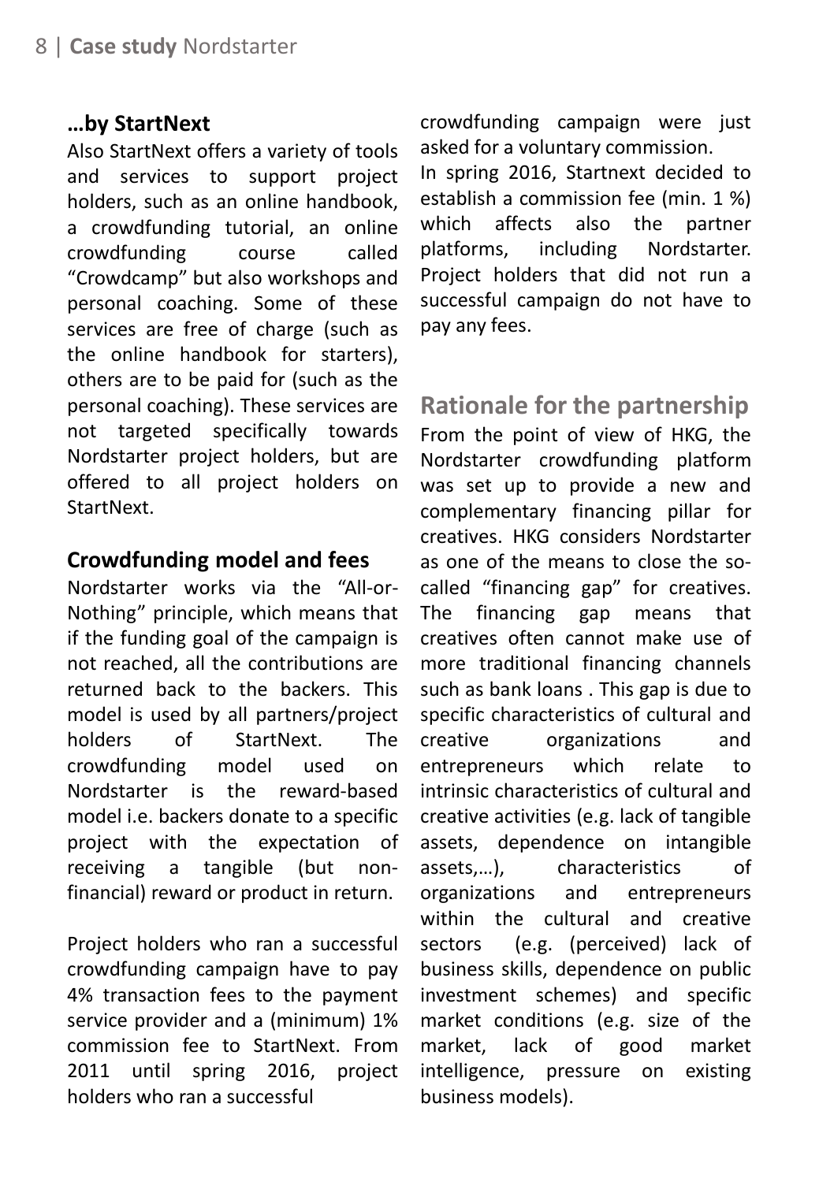### …by StartNext

Also StartNext offers a variety of tools and services to support project holders, such as an online handbook, a crowdfunding tutorial, an online crowdfunding course called "Crowdcamp" but also workshops and personal coaching. Some of these services are free of charge (such as the online handbook for starters), others are to be paid for (such as the personal coaching). These services are not targeted specifically towards Nordstarter project holders, but are offered to all project holders on StartNext.

### Crowdfunding model and fees

Nordstarter works via the "All-or-Nothing" principle, which means that if the funding goal of the campaign is not reached, all the contributions are returned back to the backers. This model is used by all partners/project holders of StartNext. The crowdfunding model used on Nordstarter is the reward-based model i.e. backers donate to a specific project with the expectation of receiving a tangible (but non-financial) reward or product in return.

Project holders who ran a successful crowdfunding campaign have to pay 4% transaction fees to the payment service provider and a (minimum) 1% commission fee to StartNext. From 2011 until spring 2016, project holders who ran a successful crowdfunding campaign were just asked for a voluntary commission.

In spring 2016, Startnext decided to establish a commission fee (min. 1 %) which affects also the partner platforms, including Nordstarter. Project holders that did not run a successful campaign do not have to pay any fees.

## Rationale for the partnership

From the point of view of HKG, the Nordstarter crowdfunding platform was set up to provide a new and complementary financing pillar for creatives. HKG considers Nordstarter as one of the means to close the so-called "financing gap" for creatives. The financing gap means that creatives often cannot make use of more traditional financing channels such as bank loans . This gap is due to specific characteristics of cultural and creative organizations and entrepreneurs which relate to intrinsic characteristics of cultural and creative activities (e.g. lack of tangible assets, dependence on intangible assets,…), characteristics of organizations and entrepreneurs within the cultural and creative sectors (e.g. (perceived) lack of business skills, dependence on public investment schemes) and specific market conditions (e.g. size of the market, lack of good market intelligence, pressure on existing business models).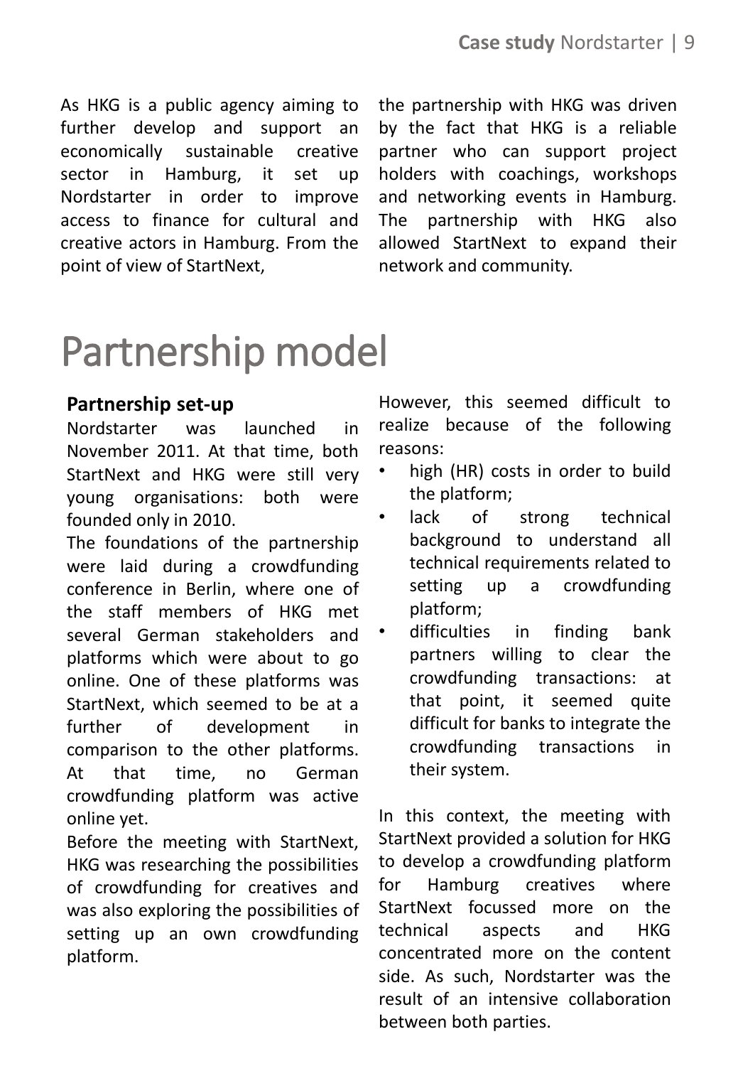As HKG is a public agency aiming to further develop and support an economically sustainable creative sector in Hamburg, it set up Nordstarter in order to improve access to finance for cultural and creative actors in Hamburg. From the point of view of StartNext, the partnership with HKG was driven by the fact that HKG is a reliable partner who can support project holders with coachings, workshops and networking events in Hamburg. The partnership with HKG also allowed StartNext to expand their network and community.

# Partnership model

### Partnership set-up

Nordstarter was launched in November 2011. At that time, both StartNext and HKG were still very young organisations: both were founded only in 2010.

The foundations of the partnership were laid during a crowdfunding conference in Berlin, where one of the staff members of HKG met several German stakeholders and platforms which were about to go online. One of these platforms was StartNext, which seemed to be at a further of development in comparison to the other platforms. At that time, no German crowdfunding platform was active online yet.

Before the meeting with StartNext, HKG was researching the possibilities of crowdfunding for creatives and was also exploring the possibilities of setting up an own crowdfunding platform.

However, this seemed difficult to realize because of the following reasons:

- high (HR) costs in order to build the platform;
- lack of strong technical background to understand all technical requirements related to setting up a crowdfunding platform;
- difficulties in finding bank partners willing to clear the crowdfunding transactions: at that point, it seemed quite difficult for banks to integrate the crowdfunding transactions in their system.

In this context, the meeting with StartNext provided a solution for HKG to develop a crowdfunding platform for Hamburg creatives where StartNext focussed more on the technical aspects and HKG concentrated more on the content side. As such, Nordstarter was the result of an intensive collaboration between both parties.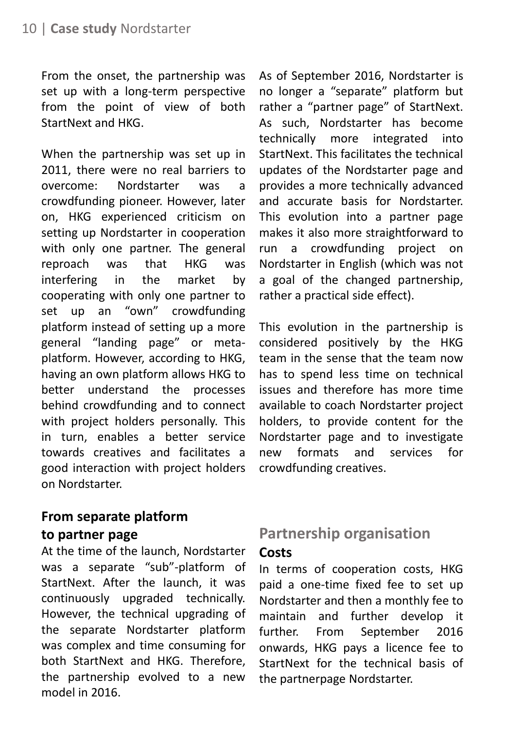From the onset, the partnership was set up with a long-term perspective from the point of view of both StartNext and HKG.

When the partnership was set up in 2011, there were no real barriers to overcome: Nordstarter was a crowdfunding pioneer. However, later on, HKG experienced criticism on setting up Nordstarter in cooperation with only one partner. The general reproach was that HKG was interfering in the market by cooperating with only one partner to set up an "own" crowdfunding platform instead of setting up a more general "landing page" or meta-platform. However, according to HKG, having an own platform allows HKG to better understand the processes behind crowdfunding and to connect with project holders personally. This in turn, enables a better service towards creatives and facilitates a good interaction with project holders on Nordstarter.

### From separate platform to partner page

At the time of the launch, Nordstarter was a separate "sub"-platform of StartNext. After the launch, it was continuously upgraded technically. However, the technical upgrading of the separate Nordstarter platform was complex and time consuming for both StartNext and HKG. Therefore, the partnership evolved to a new model in 2016.

As of September 2016, Nordstarter is no longer a "separate" platform but rather a "partner page" of StartNext. As such, Nordstarter has become technically more integrated into StartNext. This facilitates the technical updates of the Nordstarter page and provides a more technically advanced and accurate basis for Nordstarter. This evolution into a partner page makes it also more straightforward to run a crowdfunding project on Nordstarter in English (which was not a goal of the changed partnership, rather a practical side effect).

This evolution in the partnership is considered positively by the HKG team in the sense that the team now has to spend less time on technical issues and therefore has more time available to coach Nordstarter project holders, to provide content for the Nordstarter page and to investigate new formats and services for crowdfunding creatives.

## Partnership organisation

### Costs

In terms of cooperation costs, HKG paid a one-time fixed fee to set up Nordstarter and then a monthly fee to maintain and further develop it further. From September 2016 onwards, HKG pays a licence fee to StartNext for the technical basis of the partnerpage Nordstarter.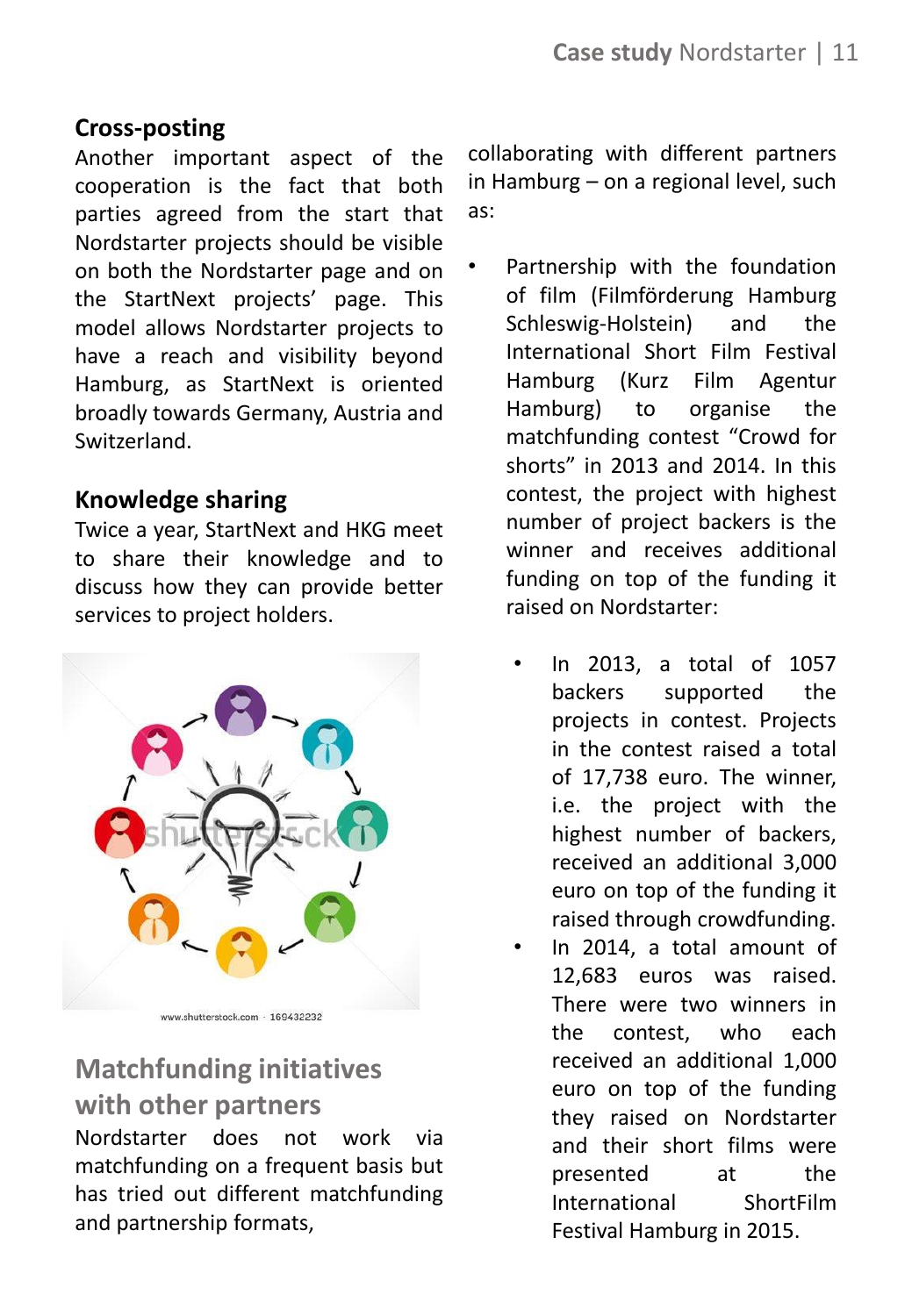## Cross-posting

Another important aspect of the cooperation is the fact that both parties agreed from the start that Nordstarter projects should be visible on both the Nordstarter page and on the StartNext projects' page. This model allows Nordstarter projects to have a reach and visibility beyond Hamburg, as StartNext is oriented broadly towards Germany, Austria and Switzerland.

## Knowledge sharing

Twice a year, StartNext and HKG meet to share their knowledge and to discuss how they can provide better services to project holders.

www.shutterstock.com · 169432232

## Matchfunding initiatives with other partners

Nordstarter does not work via matchfunding on a frequent basis but has tried out different matchfunding and partnership formats, collaborating with different partners in Hamburg – on a regional level, such as:

- Partnership with the foundation of film (Filmförderung Hamburg Schleswig-Holstein) and the International Short Film Festival Hamburg (Kurz Film Agentur Hamburg) to organise the matchfunding contest "Crowd for shorts" in 2013 and 2014. In this contest, the project with highest number of project backers is the winner and receives additional funding on top of the funding it raised on Nordstarter:
  - In 2013, a total of 1057 backers supported the projects in contest. Projects in the contest raised a total of 17,738 euro. The winner, i.e. the project with the highest number of backers, received an additional 3,000 euro on top of the funding it raised through crowdfunding.
  - In 2014, a total amount of 12,683 euros was raised. There were two winners in the contest, who each received an additional 1,000 euro on top of the funding they raised on Nordstarter and their short films were presented at the International ShortFilm Festival Hamburg in 2015.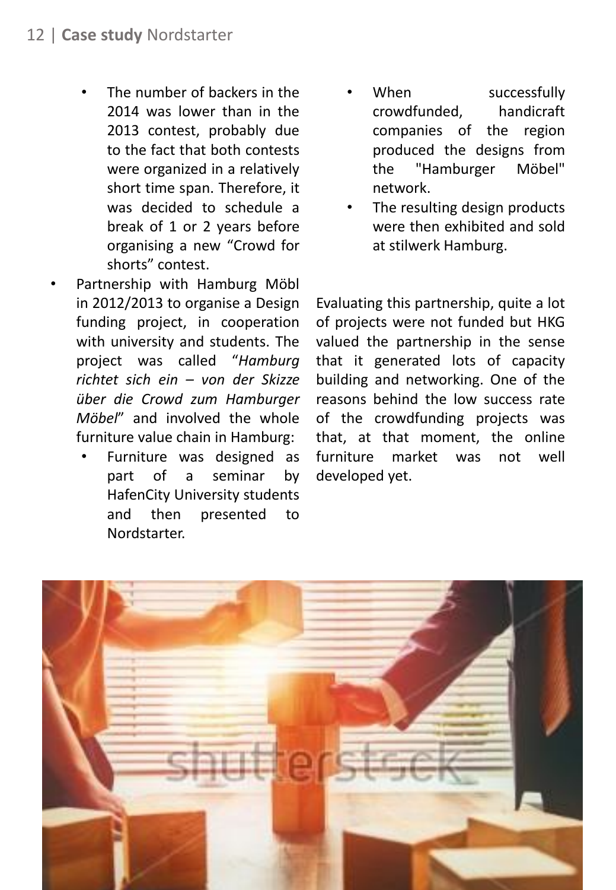- The number of backers in the 2014 was lower than in the 2013 contest, probably due to the fact that both contests were organized in a relatively short time span. Therefore, it was decided to schedule a break of 1 or 2 years before organising a new "Crowd for shorts" contest.
- Partnership with Hamburg Möbl in 2012/2013 to organise a Design funding project, in cooperation with university and students. The project was called "*Hamburg richtet sich ein – von der Skizze über die Crowd zum Hamburger Möbel*" and involved the whole furniture value chain in Hamburg:
  - Furniture was designed as part of a seminar by HafenCity University students and then presented to Nordstarter.
  - When successfully crowdfunded, handicraft companies of the region produced the designs from the "Hamburger Möbel" network.
  - The resulting design products were then exhibited and sold at stilwerk Hamburg.

Evaluating this partnership, quite a lot of projects were not funded but HKG valued the partnership in the sense that it generated lots of capacity building and networking. One of the reasons behind the low success rate of the crowdfunding projects was that, at that moment, the online furniture market was not well developed yet.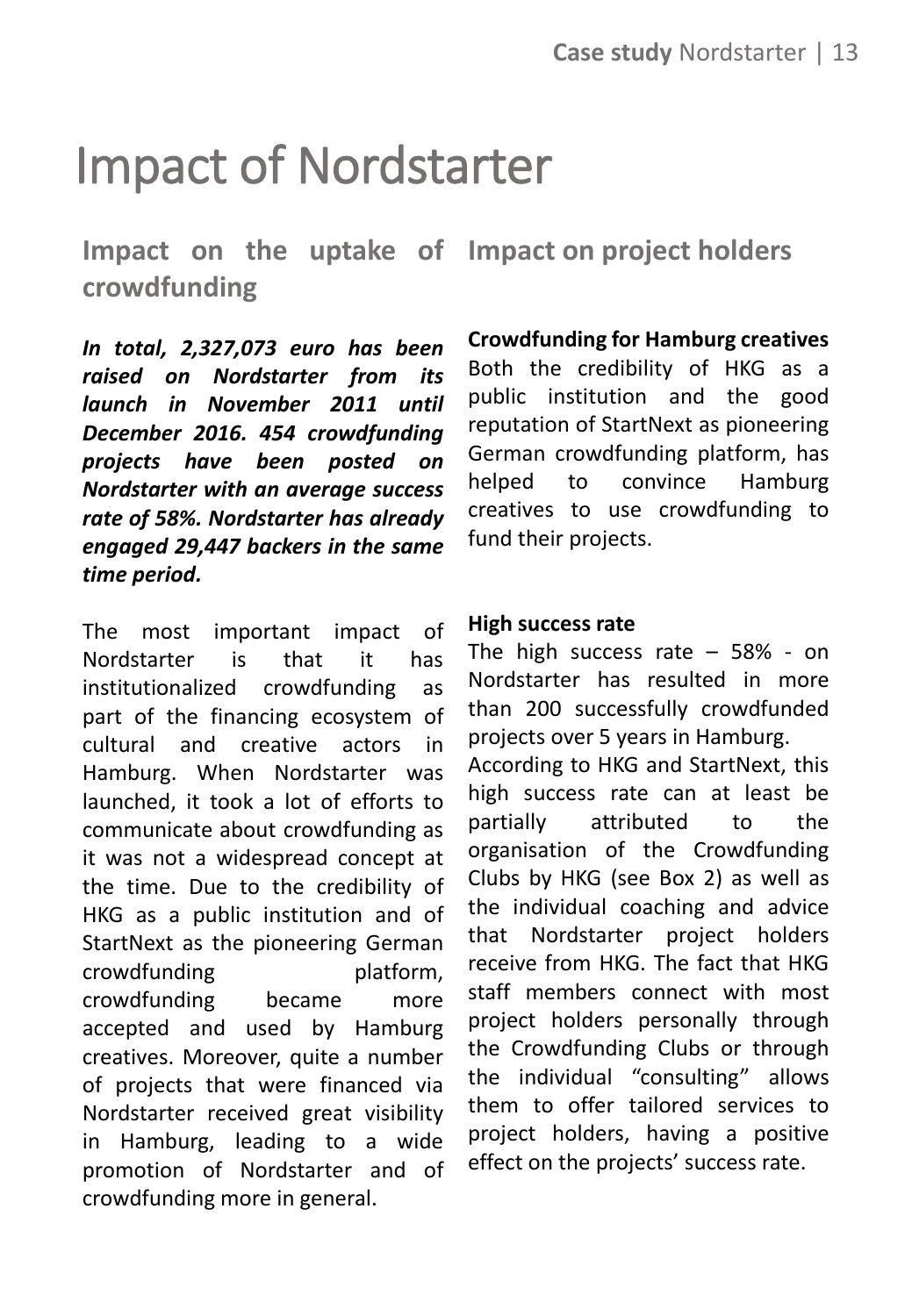# Impact of Nordstarter

## Impact on the uptake of crowdfunding

***In total, 2,327,073 euro has been raised on Nordstarter from its launch in November 2011 until December 2016. 454 crowdfunding projects have been posted on Nordstarter with an average success rate of 58%. Nordstarter has already engaged 29,447 backers in the same time period.***

The most important impact of Nordstarter is that it has institutionalized crowdfunding as part of the financing ecosystem of cultural and creative actors in Hamburg. When Nordstarter was launched, it took a lot of efforts to communicate about crowdfunding as it was not a widespread concept at the time. Due to the credibility of HKG as a public institution and of StartNext as the pioneering German crowdfunding platform, crowdfunding became more accepted and used by Hamburg creatives. Moreover, quite a number of projects that were financed via Nordstarter received great visibility in Hamburg, leading to a wide promotion of Nordstarter and of crowdfunding more in general.

## Impact on project holders

**Crowdfunding for Hamburg creatives**

Both the credibility of HKG as a public institution and the good reputation of StartNext as pioneering German crowdfunding platform, has helped to convince Hamburg creatives to use crowdfunding to fund their projects.

**High success rate**

The high success rate – 58% - on Nordstarter has resulted in more than 200 successfully crowdfunded projects over 5 years in Hamburg.

According to HKG and StartNext, this high success rate can at least be partially attributed to the organisation of the Crowdfunding Clubs by HKG (see Box 2) as well as the individual coaching and advice that Nordstarter project holders receive from HKG. The fact that HKG staff members connect with most project holders personally through the Crowdfunding Clubs or through the individual "consulting" allows them to offer tailored services to project holders, having a positive effect on the projects' success rate.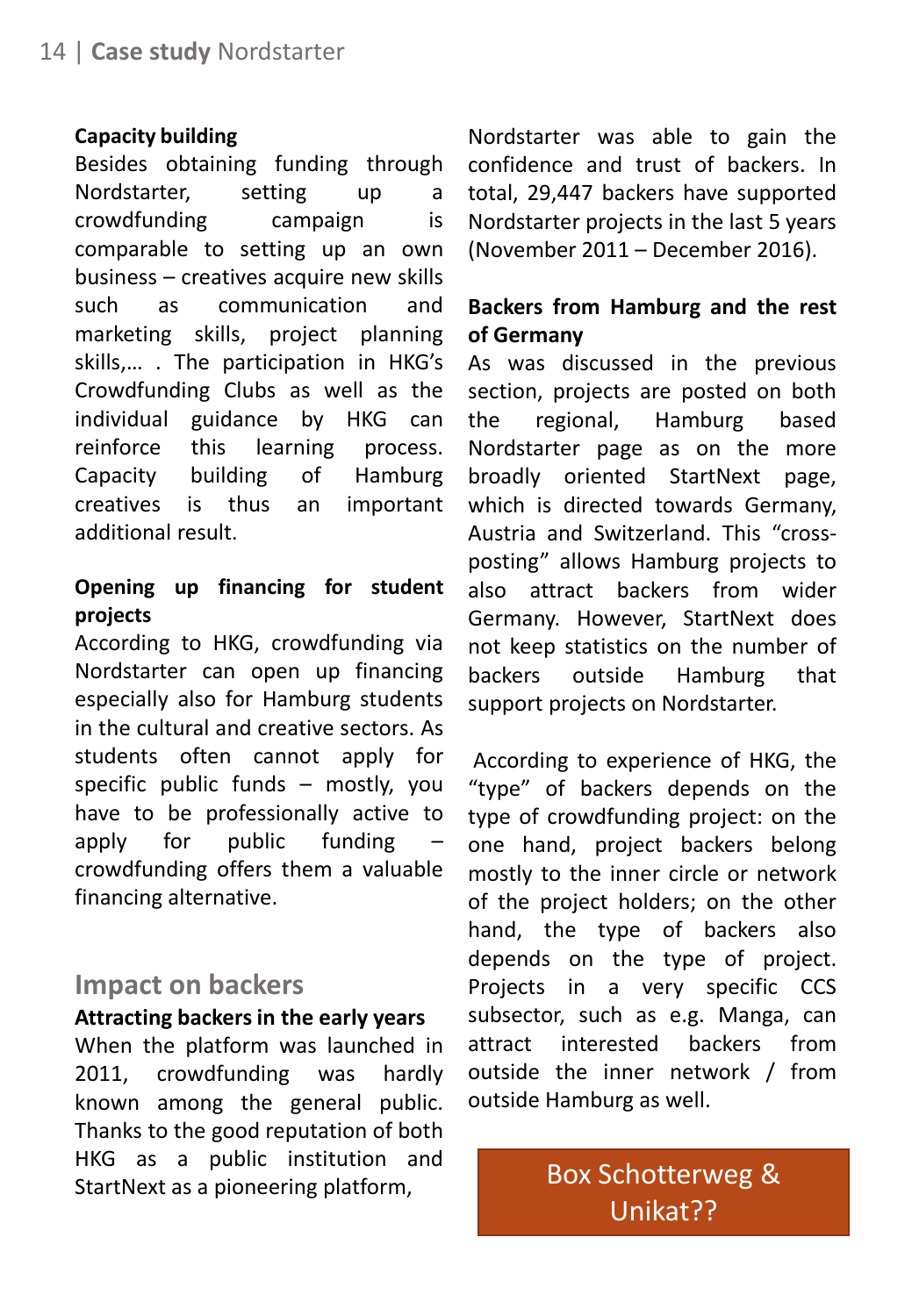**Capacity building**

Besides obtaining funding through Nordstarter, setting up a crowdfunding campaign is comparable to setting up an own business – creatives acquire new skills such as communication and marketing skills, project planning skills,… . The participation in HKG's Crowdfunding Clubs as well as the individual guidance by HKG can reinforce this learning process. Capacity building of Hamburg creatives is thus an important additional result.

**Opening up financing for student projects**

According to HKG, crowdfunding via Nordstarter can open up financing especially also for Hamburg students in the cultural and creative sectors. As students often cannot apply for specific public funds – mostly, you have to be professionally active to apply for public funding – crowdfunding offers them a valuable financing alternative.

## Impact on backers

**Attracting backers in the early years**

When the platform was launched in 2011, crowdfunding was hardly known among the general public. Thanks to the good reputation of both HKG as a public institution and StartNext as a pioneering platform, Nordstarter was able to gain the confidence and trust of backers. In total, 29,447 backers have supported Nordstarter projects in the last 5 years (November 2011 – December 2016).

**Backers from Hamburg and the rest of Germany**

As was discussed in the previous section, projects are posted on both the regional, Hamburg based Nordstarter page as on the more broadly oriented StartNext page, which is directed towards Germany, Austria and Switzerland. This "cross-posting" allows Hamburg projects to also attract backers from wider Germany. However, StartNext does not keep statistics on the number of backers outside Hamburg that support projects on Nordstarter.

According to experience of HKG, the "type" of backers depends on the type of crowdfunding project: on the one hand, project backers belong mostly to the inner circle or network of the project holders; on the other hand, the type of backers also depends on the type of project. Projects in a very specific CCS subsector, such as e.g. Manga, can attract interested backers from outside the inner network / from outside Hamburg as well.

Box Schotterweg & Unikat??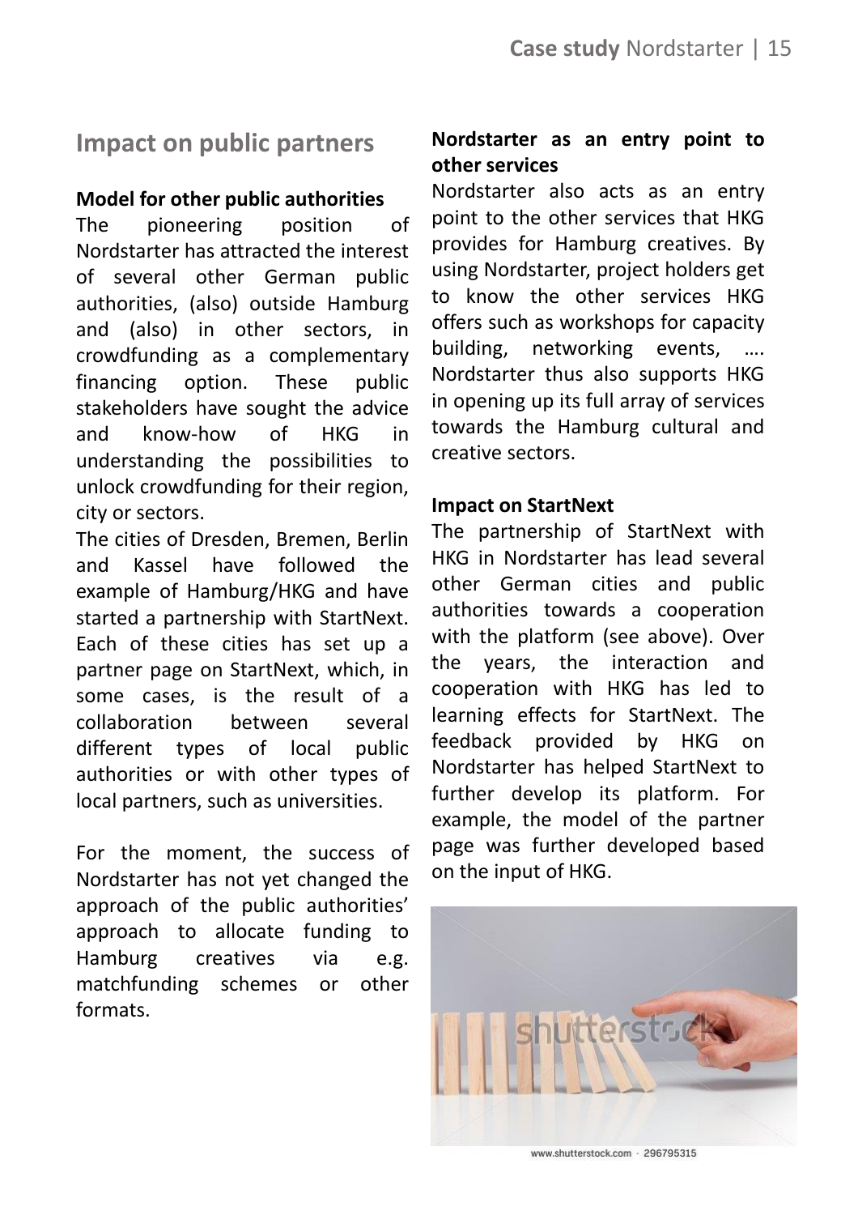## Impact on public partners

**Model for other public authorities**

The pioneering position of Nordstarter has attracted the interest of several other German public authorities, (also) outside Hamburg and (also) in other sectors, in crowdfunding as a complementary financing option. These public stakeholders have sought the advice and know-how of HKG in understanding the possibilities to unlock crowdfunding for their region, city or sectors.

The cities of Dresden, Bremen, Berlin and Kassel have followed the example of Hamburg/HKG and have started a partnership with StartNext. Each of these cities has set up a partner page on StartNext, which, in some cases, is the result of a collaboration between several different types of local public authorities or with other types of local partners, such as universities.

For the moment, the success of Nordstarter has not yet changed the approach of the public authorities' approach to allocate funding to Hamburg creatives via e.g. matchfunding schemes or other formats.

**Nordstarter as an entry point to other services**

Nordstarter also acts as an entry point to the other services that HKG provides for Hamburg creatives. By using Nordstarter, project holders get to know the other services HKG offers such as workshops for capacity building, networking events, …. Nordstarter thus also supports HKG in opening up its full array of services towards the Hamburg cultural and creative sectors.

**Impact on StartNext**

The partnership of StartNext with HKG in Nordstarter has lead several other German cities and public authorities towards a cooperation with the platform (see above). Over the years, the interaction and cooperation with HKG has led to learning effects for StartNext. The feedback provided by HKG on Nordstarter has helped StartNext to further develop its platform. For example, the model of the partner page was further developed based on the input of HKG.

www.shutterstock.com · 296795315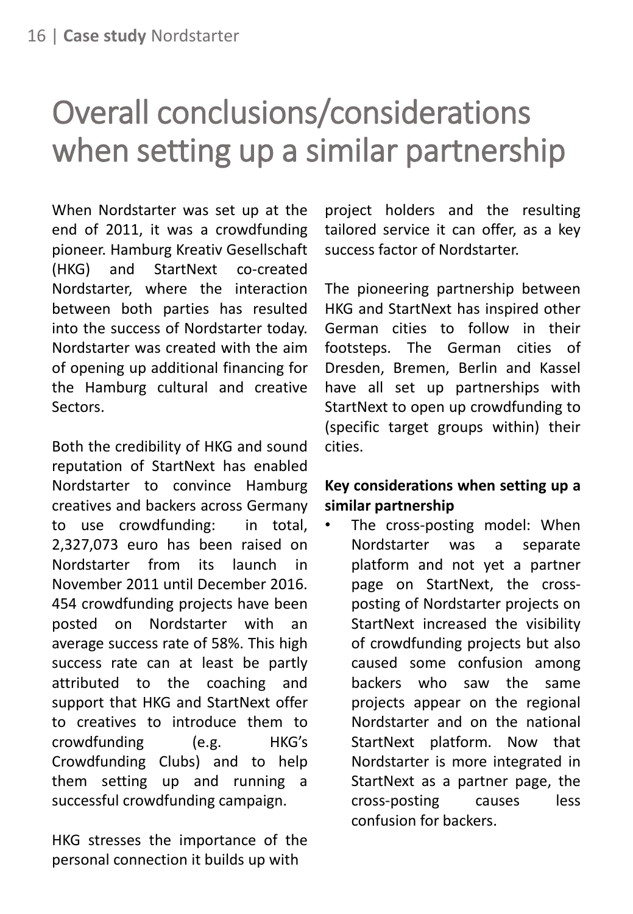# Overall conclusions/considerations when setting up a similar partnership

When Nordstarter was set up at the end of 2011, it was a crowdfunding pioneer. Hamburg Kreativ Gesellschaft (HKG) and StartNext co-created Nordstarter, where the interaction between both parties has resulted into the success of Nordstarter today. Nordstarter was created with the aim of opening up additional financing for the Hamburg cultural and creative Sectors.

Both the credibility of HKG and sound reputation of StartNext has enabled Nordstarter to convince Hamburg creatives and backers across Germany to use crowdfunding: in total, 2,327,073 euro has been raised on Nordstarter from its launch in November 2011 until December 2016. 454 crowdfunding projects have been posted on Nordstarter with an average success rate of 58%. This high success rate can at least be partly attributed to the coaching and support that HKG and StartNext offer to creatives to introduce them to crowdfunding (e.g. HKG's Crowdfunding Clubs) and to help them setting up and running a successful crowdfunding campaign.

HKG stresses the importance of the personal connection it builds up with project holders and the resulting tailored service it can offer, as a key success factor of Nordstarter.

The pioneering partnership between HKG and StartNext has inspired other German cities to follow in their footsteps. The German cities of Dresden, Bremen, Berlin and Kassel have all set up partnerships with StartNext to open up crowdfunding to (specific target groups within) their cities.

**Key considerations when setting up a similar partnership**

- The cross-posting model: When Nordstarter was a separate platform and not yet a partner page on StartNext, the cross-posting of Nordstarter projects on StartNext increased the visibility of crowdfunding projects but also caused some confusion among backers who saw the same projects appear on the regional Nordstarter and on the national StartNext platform. Now that Nordstarter is more integrated in StartNext as a partner page, the cross-posting causes less confusion for backers.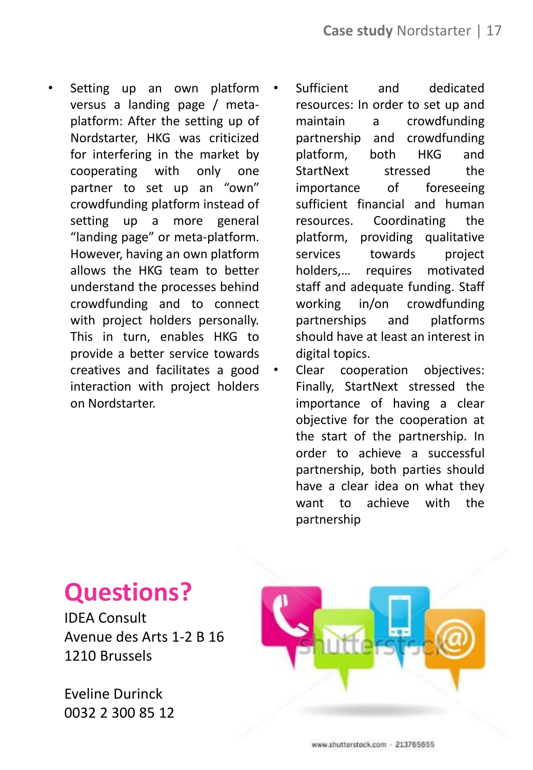- Setting up an own platform versus a landing page / meta-platform: After the setting up of Nordstarter, HKG was criticized for interfering in the market by cooperating with only one partner to set up an "own" crowdfunding platform instead of setting up a more general "landing page" or meta-platform. However, having an own platform allows the HKG team to better understand the processes behind crowdfunding and to connect with project holders personally. This in turn, enables HKG to provide a better service towards creatives and facilitates a good interaction with project holders on Nordstarter.
- Sufficient and dedicated resources: In order to set up and maintain a crowdfunding partnership and crowdfunding platform, both HKG and StartNext stressed the importance of foreseeing sufficient financial and human resources. Coordinating the platform, providing qualitative services towards project holders,… requires motivated staff and adequate funding. Staff working in/on crowdfunding partnerships and platforms should have at least an interest in digital topics.
- Clear cooperation objectives: Finally, StartNext stressed the importance of having a clear objective for the cooperation at the start of the partnership. In order to achieve a successful partnership, both parties should have a clear idea on what they want to achieve with the partnership

## Questions?

IDEA Consult
Avenue des Arts 1-2 B 16
1210 Brussels

Eveline Durinck
0032 2 300 85 12